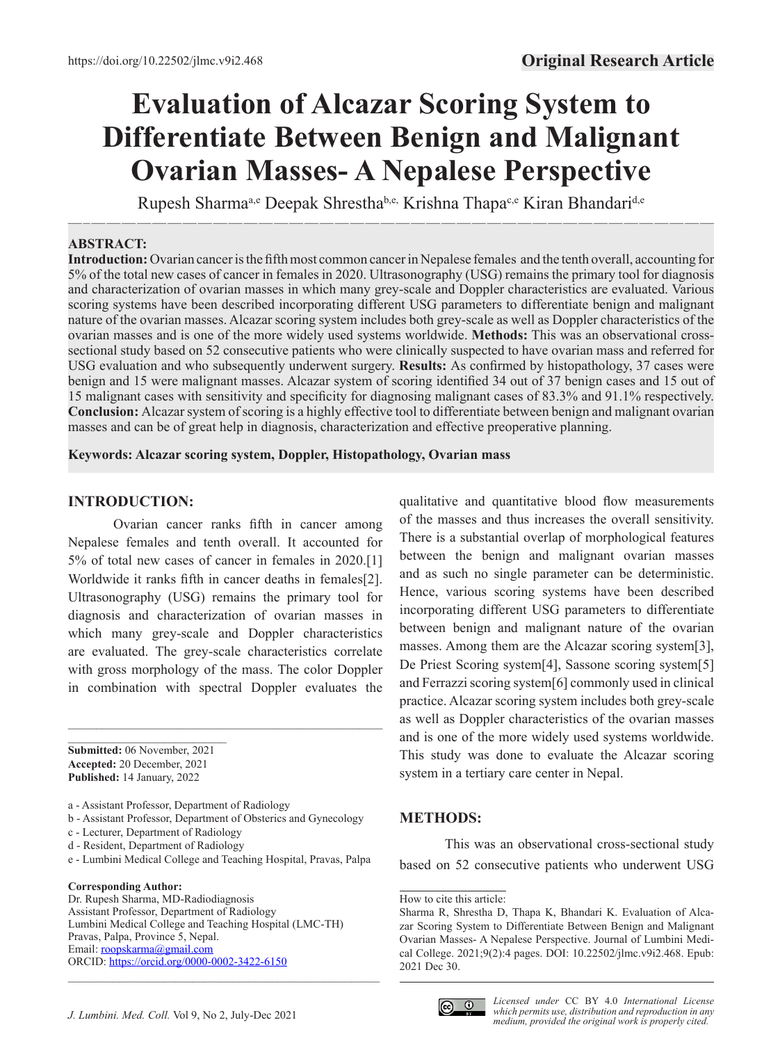https://doi.org/10.22502/jlmc.v9i2.468

**Original Research Article**

# Evaluation of Alcazar Scoring System to Differentiate Between Benign and Malignant Ovarian Masses- A Nepalese Perspective

Rupesh Sharma[a,e] Deepak Shrestha[b,e,] Krishna Thapa[c,e] Kiran Bhandari[d,e]

## ABSTRACT:

**Introduction:** Ovarian cancer is the fifth most common cancer in Nepalese females and the tenth overall, accounting for 5% of the total new cases of cancer in females in 2020. Ultrasonography (USG) remains the primary tool for diagnosis and characterization of ovarian masses in which many grey-scale and Doppler characteristics are evaluated. Various scoring systems have been described incorporating different USG parameters to differentiate benign and malignant nature of the ovarian masses. Alcazar scoring system includes both grey-scale as well as Doppler characteristics of the ovarian masses and is one of the more widely used systems worldwide. **Methods:** This was an observational cross-sectional study based on 52 consecutive patients who were clinically suspected to have ovarian mass and referred for USG evaluation and who subsequently underwent surgery. **Results:** As confirmed by histopathology, 37 cases were benign and 15 were malignant masses. Alcazar system of scoring identified 34 out of 37 benign cases and 15 out of 15 malignant cases with sensitivity and specificity for diagnosing malignant cases of 83.3% and 91.1% respectively. **Conclusion:** Alcazar system of scoring is a highly effective tool to differentiate between benign and malignant ovarian masses and can be of great help in diagnosis, characterization and effective preoperative planning.

**Keywords: Alcazar scoring system, Doppler, Histopathology, Ovarian mass**

## INTRODUCTION:

Ovarian cancer ranks fifth in cancer among Nepalese females and tenth overall. It accounted for 5% of total new cases of cancer in females in 2020.[1] Worldwide it ranks fifth in cancer deaths in females[2]. Ultrasonography (USG) remains the primary tool for diagnosis and characterization of ovarian masses in which many grey-scale and Doppler characteristics are evaluated. The grey-scale characteristics correlate with gross morphology of the mass. The color Doppler in combination with spectral Doppler evaluates the qualitative and quantitative blood flow measurements of the masses and thus increases the overall sensitivity. There is a substantial overlap of morphological features between the benign and malignant ovarian masses and as such no single parameter can be deterministic. Hence, various scoring systems have been described incorporating different USG parameters to differentiate between benign and malignant nature of the ovarian masses. Among them are the Alcazar scoring system[3], De Priest Scoring system[4], Sassone scoring system[5] and Ferrazzi scoring system[6] commonly used in clinical practice. Alcazar scoring system includes both grey-scale as well as Doppler characteristics of the ovarian masses and is one of the more widely used systems worldwide. This study was done to evaluate the Alcazar scoring system in a tertiary care center in Nepal.

## METHODS:

This was an observational cross-sectional study based on 52 consecutive patients who underwent USG

**Submitted:** 06 November, 2021
**Accepted:** 20 December, 2021
**Published:** 14 January, 2022

a - Assistant Professor, Department of Radiology
b - Assistant Professor, Department of Obsterics and Gynecology
c - Lecturer, Department of Radiology
d - Resident, Department of Radiology
e - Lumbini Medical College and Teaching Hospital, Pravas, Palpa

**Corresponding Author:**
Dr. Rupesh Sharma, MD-Radiodiagnosis
Assistant Professor, Department of Radiology
Lumbini Medical College and Teaching Hospital (LMC-TH)
Pravas, Palpa, Province 5, Nepal.
Email: roopskarma@gmail.com
ORCID: https://orcid.org/0000-0002-3422-6150

How to cite this article:
Sharma R, Shrestha D, Thapa K, Bhandari K. Evaluation of Alcazar Scoring System to Differentiate Between Benign and Malignant Ovarian Masses- A Nepalese Perspective. Journal of Lumbini Medical College. 2021;9(2):4 pages. DOI: 10.22502/jlmc.v9i2.468. Epub: 2021 Dec 30.

*Licensed under* CC BY 4.0 *International License which permits use, distribution and reproduction in any medium, provided the original work is properly cited.*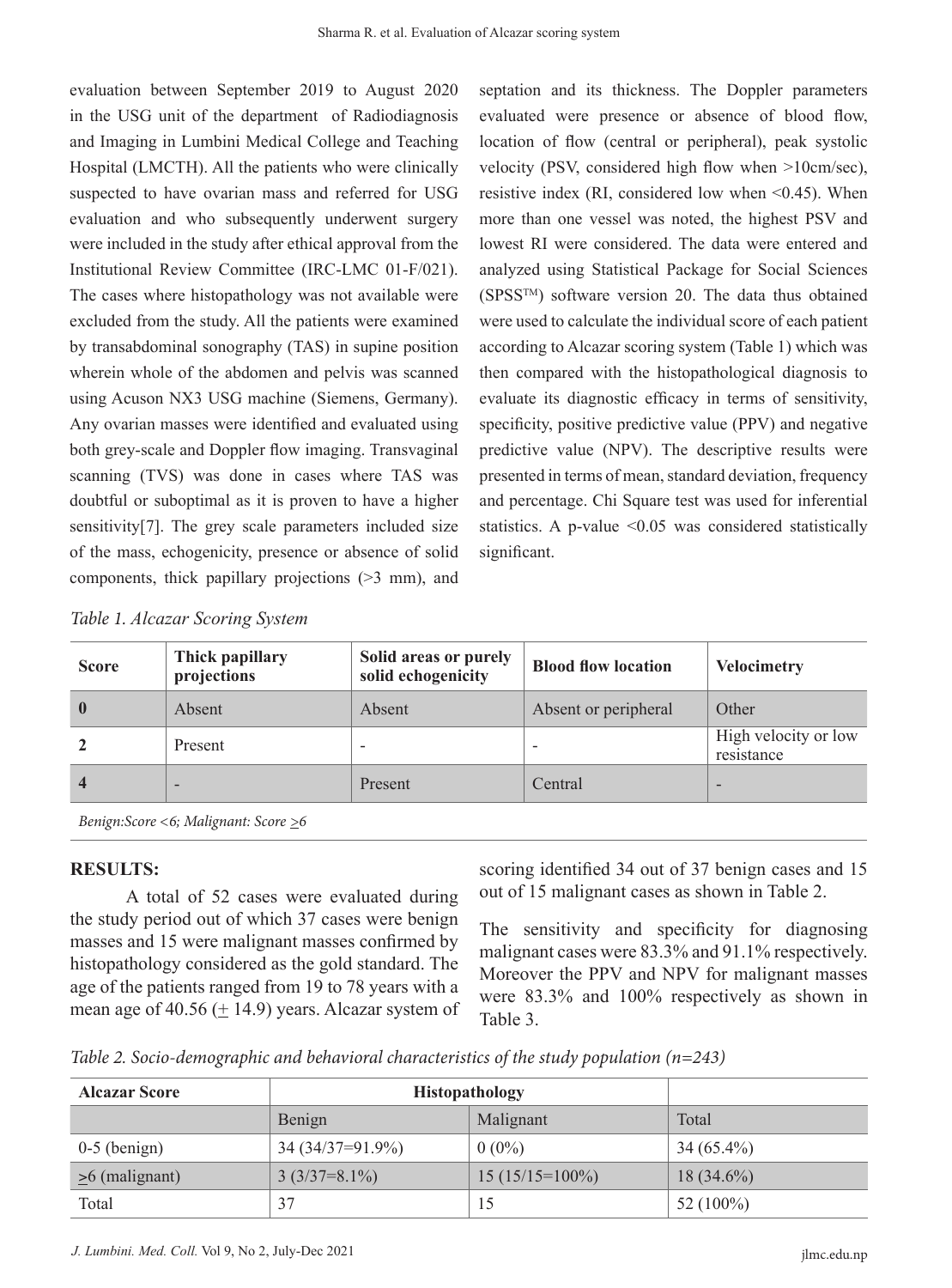evaluation between September 2019 to August 2020 in the USG unit of the department of Radiodiagnosis and Imaging in Lumbini Medical College and Teaching Hospital (LMCTH). All the patients who were clinically suspected to have ovarian mass and referred for USG evaluation and who subsequently underwent surgery were included in the study after ethical approval from the Institutional Review Committee (IRC-LMC 01-F/021). The cases where histopathology was not available were excluded from the study. All the patients were examined by transabdominal sonography (TAS) in supine position wherein whole of the abdomen and pelvis was scanned using Acuson NX3 USG machine (Siemens, Germany). Any ovarian masses were identified and evaluated using both grey-scale and Doppler flow imaging. Transvaginal scanning (TVS) was done in cases where TAS was doubtful or suboptimal as it is proven to have a higher sensitivity[7]. The grey scale parameters included size of the mass, echogenicity, presence or absence of solid components, thick papillary projections (>3 mm), and septation and its thickness. The Doppler parameters evaluated were presence or absence of blood flow, location of flow (central or peripheral), peak systolic velocity (PSV, considered high flow when >10cm/sec), resistive index (RI, considered low when <0.45). When more than one vessel was noted, the highest PSV and lowest RI were considered. The data were entered and analyzed using Statistical Package for Social Sciences (SPSS™) software version 20. The data thus obtained were used to calculate the individual score of each patient according to Alcazar scoring system (Table 1) which was then compared with the histopathological diagnosis to evaluate its diagnostic efficacy in terms of sensitivity, specificity, positive predictive value (PPV) and negative predictive value (NPV). The descriptive results were presented in terms of mean, standard deviation, frequency and percentage. Chi Square test was used for inferential statistics. A p-value <0.05 was considered statistically significant.

*Table 1. Alcazar Scoring System*

| Score | Thick papillary projections | Solid areas or purely solid echogenicity | Blood flow location | Velocimetry |
|---|---|---|---|---|
| **0** | Absent | Absent | Absent or peripheral | Other |
| **2** | Present | - | - | High velocity or low resistance |
| **4** | - | Present | Central | - |

*Benign:Score <6; Malignant: Score ≥6*

## RESULTS:

A total of 52 cases were evaluated during the study period out of which 37 cases were benign masses and 15 were malignant masses confirmed by histopathology considered as the gold standard. The age of the patients ranged from 19 to 78 years with a mean age of 40.56 (± 14.9) years. Alcazar system of scoring identified 34 out of 37 benign cases and 15 out of 15 malignant cases as shown in Table 2.

The sensitivity and specificity for diagnosing malignant cases were 83.3% and 91.1% respectively. Moreover the PPV and NPV for malignant masses were 83.3% and 100% respectively as shown in Table 3.

*Table 2. Socio-demographic and behavioral characteristics of the study population (n=243)*

| Alcazar Score | Histopathology | | |
|---|---|---|---|
| | Benign | Malignant | Total |
| 0-5 (benign) | 34 (34/37=91.9%) | 0 (0%) | 34 (65.4%) |
| ≥6 (malignant) | 3 (3/37=8.1%) | 15 (15/15=100%) | 18 (34.6%) |
| Total | 37 | 15 | 52 (100%) |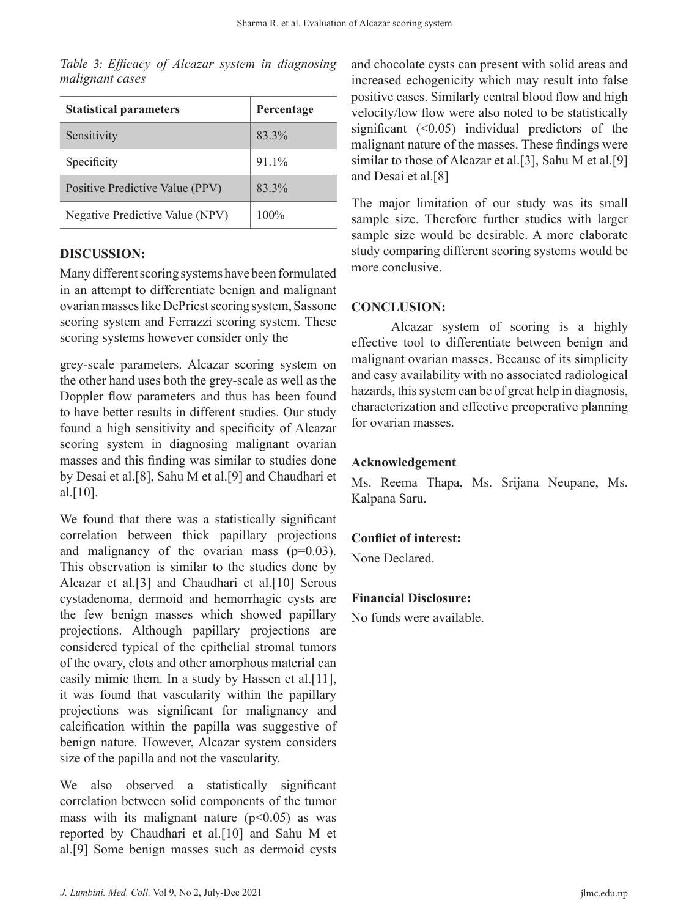*Table 3: Efficacy of Alcazar system in diagnosing malignant cases*

| Statistical parameters | Percentage |
|---|---|
| Sensitivity | 83.3% |
| Specificity | 91.1% |
| Positive Predictive Value (PPV) | 83.3% |
| Negative Predictive Value (NPV) | 100% |

## DISCUSSION:

Many different scoring systems have been formulated in an attempt to differentiate benign and malignant ovarian masses like DePriest scoring system, Sassone scoring system and Ferrazzi scoring system. These scoring systems however consider only the grey-scale parameters. Alcazar scoring system on the other hand uses both the grey-scale as well as the Doppler flow parameters and thus has been found to have better results in different studies. Our study found a high sensitivity and specificity of Alcazar scoring system in diagnosing malignant ovarian masses and this finding was similar to studies done by Desai et al.[8], Sahu M et al.[9] and Chaudhari et al.[10].

We found that there was a statistically significant correlation between thick papillary projections and malignancy of the ovarian mass ($p=0.03$). This observation is similar to the studies done by Alcazar et al.[3] and Chaudhari et al.[10] Serous cystadenoma, dermoid and hemorrhagic cysts are the few benign masses which showed papillary projections. Although papillary projections are considered typical of the epithelial stromal tumors of the ovary, clots and other amorphous material can easily mimic them. In a study by Hassen et al.[11], it was found that vascularity within the papillary projections was significant for malignancy and calcification within the papilla was suggestive of benign nature. However, Alcazar system considers size of the papilla and not the vascularity.

We also observed a statistically significant correlation between solid components of the tumor mass with its malignant nature ($p<0.05$) as was reported by Chaudhari et al.[10] and Sahu M et al.[9] Some benign masses such as dermoid cysts and chocolate cysts can present with solid areas and increased echogenicity which may result into false positive cases. Similarly central blood flow and high velocity/low flow were also noted to be statistically significant ($<0.05$) individual predictors of the malignant nature of the masses. These findings were similar to those of Alcazar et al.[3], Sahu M et al.[9] and Desai et al.[8]

The major limitation of our study was its small sample size. Therefore further studies with larger sample size would be desirable. A more elaborate study comparing different scoring systems would be more conclusive.

## CONCLUSION:

Alcazar system of scoring is a highly effective tool to differentiate between benign and malignant ovarian masses. Because of its simplicity and easy availability with no associated radiological hazards, this system can be of great help in diagnosis, characterization and effective preoperative planning for ovarian masses.

### Acknowledgement

Ms. Reema Thapa, Ms. Srijana Neupane, Ms. Kalpana Saru.

### Conflict of interest:

None Declared.

### Financial Disclosure:

No funds were available.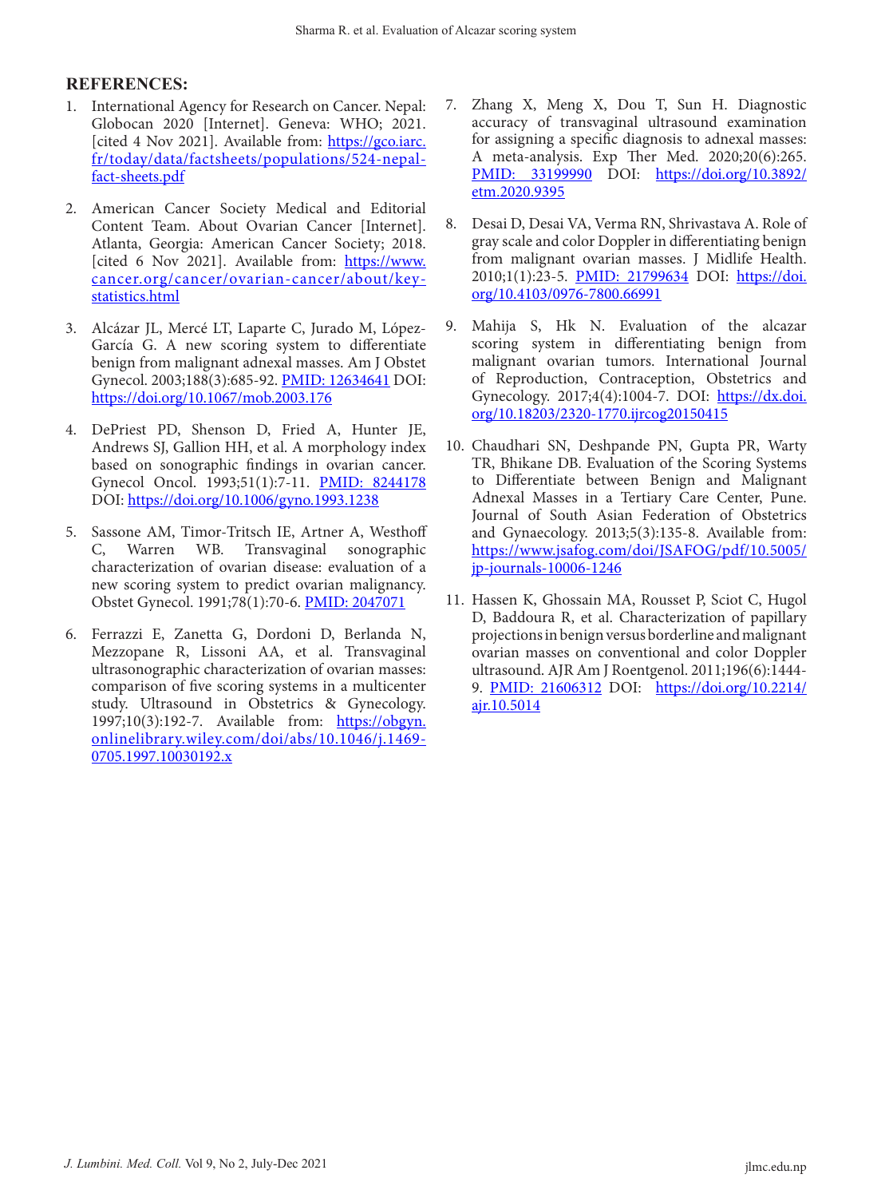## REFERENCES:

1. International Agency for Research on Cancer. Nepal: Globocan 2020 [Internet]. Geneva: WHO; 2021. [cited 4 Nov 2021]. Available from: https://gco.iarc.fr/today/data/factsheets/populations/524-nepal-fact-sheets.pdf

2. American Cancer Society Medical and Editorial Content Team. About Ovarian Cancer [Internet]. Atlanta, Georgia: American Cancer Society; 2018. [cited 6 Nov 2021]. Available from: https://www.cancer.org/cancer/ovarian-cancer/about/key-statistics.html

3. Alcázar JL, Mercé LT, Laparte C, Jurado M, López-García G. A new scoring system to differentiate benign from malignant adnexal masses. Am J Obstet Gynecol. 2003;188(3):685-92. PMID: 12634641 DOI: https://doi.org/10.1067/mob.2003.176

4. DePriest PD, Shenson D, Fried A, Hunter JE, Andrews SJ, Gallion HH, et al. A morphology index based on sonographic findings in ovarian cancer. Gynecol Oncol. 1993;51(1):7-11. PMID: 8244178 DOI: https://doi.org/10.1006/gyno.1993.1238

5. Sassone AM, Timor-Tritsch IE, Artner A, Westhoff C, Warren WB. Transvaginal sonographic characterization of ovarian disease: evaluation of a new scoring system to predict ovarian malignancy. Obstet Gynecol. 1991;78(1):70-6. PMID: 2047071

6. Ferrazzi E, Zanetta G, Dordoni D, Berlanda N, Mezzopane R, Lissoni AA, et al. Transvaginal ultrasonographic characterization of ovarian masses: comparison of five scoring systems in a multicenter study. Ultrasound in Obstetrics & Gynecology. 1997;10(3):192-7. Available from: https://obgyn.onlinelibrary.wiley.com/doi/abs/10.1046/j.1469-0705.1997.10030192.x

7. Zhang X, Meng X, Dou T, Sun H. Diagnostic accuracy of transvaginal ultrasound examination for assigning a specific diagnosis to adnexal masses: A meta-analysis. Exp Ther Med. 2020;20(6):265. PMID: 33199990 DOI: https://doi.org/10.3892/etm.2020.9395

8. Desai D, Desai VA, Verma RN, Shrivastava A. Role of gray scale and color Doppler in differentiating benign from malignant ovarian masses. J Midlife Health. 2010;1(1):23-5. PMID: 21799634 DOI: https://doi.org/10.4103/0976-7800.66991

9. Mahija S, Hk N. Evaluation of the alcazar scoring system in differentiating benign from malignant ovarian tumors. International Journal of Reproduction, Contraception, Obstetrics and Gynecology. 2017;4(4):1004-7. DOI: https://dx.doi.org/10.18203/2320-1770.ijrcog20150415

10. Chaudhari SN, Deshpande PN, Gupta PR, Warty TR, Bhikane DB. Evaluation of the Scoring Systems to Differentiate between Benign and Malignant Adnexal Masses in a Tertiary Care Center, Pune. Journal of South Asian Federation of Obstetrics and Gynaecology. 2013;5(3):135-8. Available from: https://www.jsafog.com/doi/JSAFOG/pdf/10.5005/jp-journals-10006-1246

11. Hassen K, Ghossain MA, Rousset P, Sciot C, Hugol D, Baddoura R, et al. Characterization of papillary projections in benign versus borderline and malignant ovarian masses on conventional and color Doppler ultrasound. AJR Am J Roentgenol. 2011;196(6):1444-9. PMID: 21606312 DOI: https://doi.org/10.2214/ajr.10.5014